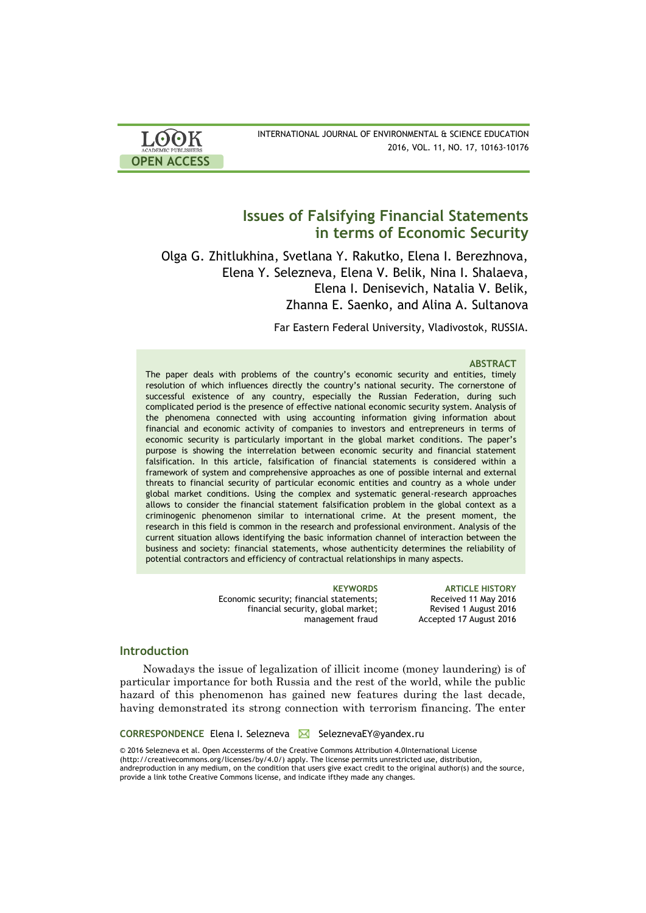# Issues of Falsifying Financial Statements in terms of Economic Security

Olga G. Zhitlukhina, Svetlana Y. Rakutko, Elena I. Berezhnova, Elena Y. Selezneva, Elena V. Belik, Nina I. Shalaeva, Elena I. Denisevich, Natalia V. Belik, Zhanna E. Saenko, and Alina A. Sultanova

Far Eastern Federal University, Vladivostok, RUSSIA.

### ABSTRACT

The paper deals with problems of the country's economic security and entities, timely resolution of which influences directly the country's national security. The cornerstone of successful existence of any country, especially the Russian Federation, during such complicated period is the presence of effective national economic security system. Analysis of the phenomena connected with using accounting information giving information about financial and economic activity of companies to investors and entrepreneurs in terms of economic security is particularly important in the global market conditions. The paper's purpose is showing the interrelation between economic security and financial statement falsification. In this article, falsification of financial statements is considered within a framework of system and comprehensive approaches as one of possible internal and external threats to financial security of particular economic entities and country as a whole under global market conditions. Using the complex and systematic general-research approaches allows to consider the financial statement falsification problem in the global context as a criminogenic phenomenon similar to international crime. At the present moment, the research in this field is common in the research and professional environment. Analysis of the current situation allows identifying the basic information channel of interaction between the business and society: financial statements, whose authenticity determines the reliability of potential contractors and efficiency of contractual relationships in many aspects.

**KEYWORDS**
Economic security; financial statements; financial security, global market; management fraud

**ARTICLE HISTORY**
Received 11 May 2016
Revised 1 August 2016
Accepted 17 August 2016

## Introduction

Nowadays the issue of legalization of illicit income (money laundering) is of particular importance for both Russia and the rest of the world, while the public hazard of this phenomenon has gained new features during the last decade, having demonstrated its strong connection with terrorism financing. The enter

**CORRESPONDENCE** Elena I. Selezneva ✉ SeleznevaEY@yandex.ru

© 2016 Selezneva et al. Open Accessterms of the Creative Commons Attribution 4.0International License (http://creativecommons.org/licenses/by/4.0/) apply. The license permits unrestricted use, distribution, andreproduction in any medium, on the condition that users give exact credit to the original author(s) and the source, provide a link tothe Creative Commons license, and indicate ifthey made any changes.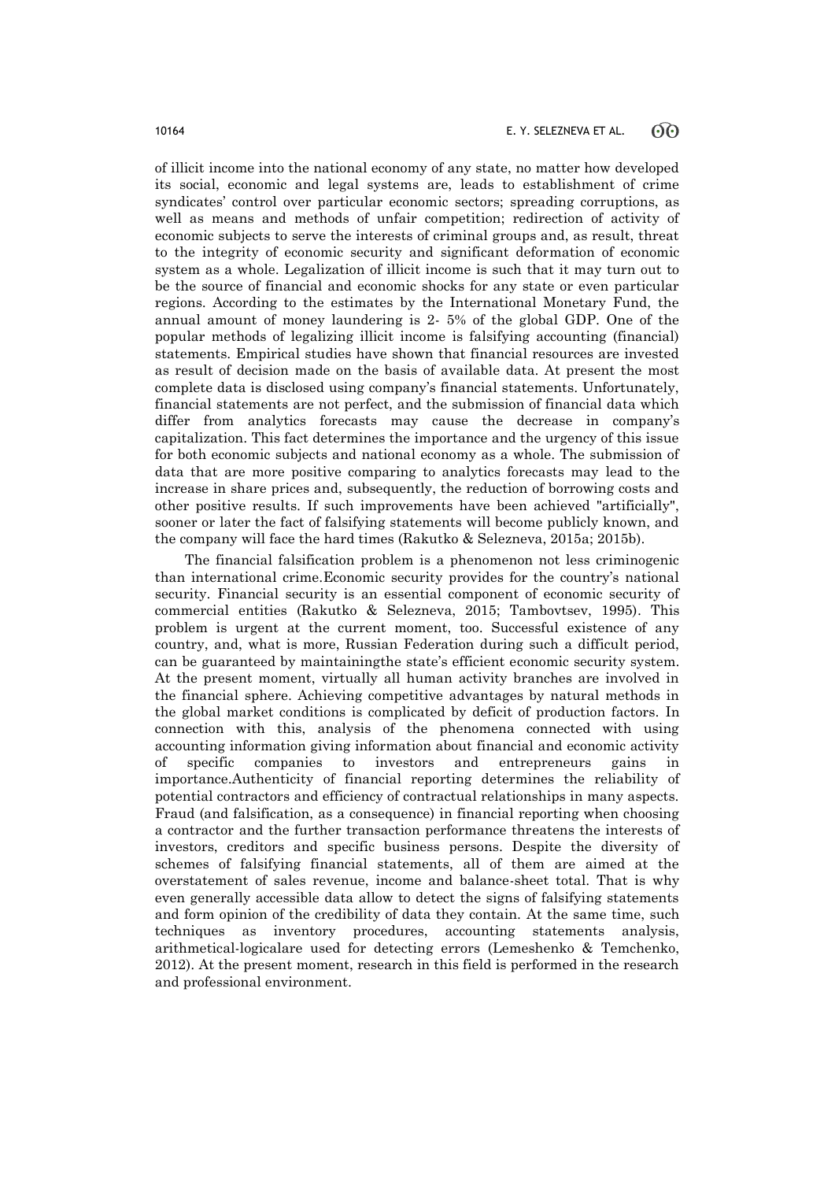of illicit income into the national economy of any state, no matter how developed its social, economic and legal systems are, leads to establishment of crime syndicates' control over particular economic sectors; spreading corruptions, as well as means and methods of unfair competition; redirection of activity of economic subjects to serve the interests of criminal groups and, as result, threat to the integrity of economic security and significant deformation of economic system as a whole. Legalization of illicit income is such that it may turn out to be the source of financial and economic shocks for any state or even particular regions. According to the estimates by the International Monetary Fund, the annual amount of money laundering is 2- 5% of the global GDP. One of the popular methods of legalizing illicit income is falsifying accounting (financial) statements. Empirical studies have shown that financial resources are invested as result of decision made on the basis of available data. At present the most complete data is disclosed using company's financial statements. Unfortunately, financial statements are not perfect, and the submission of financial data which differ from analytics forecasts may cause the decrease in company's capitalization. This fact determines the importance and the urgency of this issue for both economic subjects and national economy as a whole. The submission of data that are more positive comparing to analytics forecasts may lead to the increase in share prices and, subsequently, the reduction of borrowing costs and other positive results. If such improvements have been achieved "artificially", sooner or later the fact of falsifying statements will become publicly known, and the company will face the hard times (Rakutko & Selezneva, 2015a; 2015b).

The financial falsification problem is a phenomenon not less criminogenic than international crime.Economic security provides for the country's national security. Financial security is an essential component of economic security of commercial entities (Rakutko & Selezneva, 2015; Tambovtsev, 1995). This problem is urgent at the current moment, too. Successful existence of any country, and, what is more, Russian Federation during such a difficult period, can be guaranteed by maintainingthe state's efficient economic security system. At the present moment, virtually all human activity branches are involved in the financial sphere. Achieving competitive advantages by natural methods in the global market conditions is complicated by deficit of production factors. In connection with this, analysis of the phenomena connected with using accounting information giving information about financial and economic activity of specific companies to investors and entrepreneurs gains in importance.Authenticity of financial reporting determines the reliability of potential contractors and efficiency of contractual relationships in many aspects. Fraud (and falsification, as a consequence) in financial reporting when choosing a contractor and the further transaction performance threatens the interests of investors, creditors and specific business persons. Despite the diversity of schemes of falsifying financial statements, all of them are aimed at the overstatement of sales revenue, income and balance-sheet total. That is why even generally accessible data allow to detect the signs of falsifying statements and form opinion of the credibility of data they contain. At the same time, such techniques as inventory procedures, accounting statements analysis, arithmetical-logicalare used for detecting errors (Lemeshenko & Temchenko, 2012). At the present moment, research in this field is performed in the research and professional environment.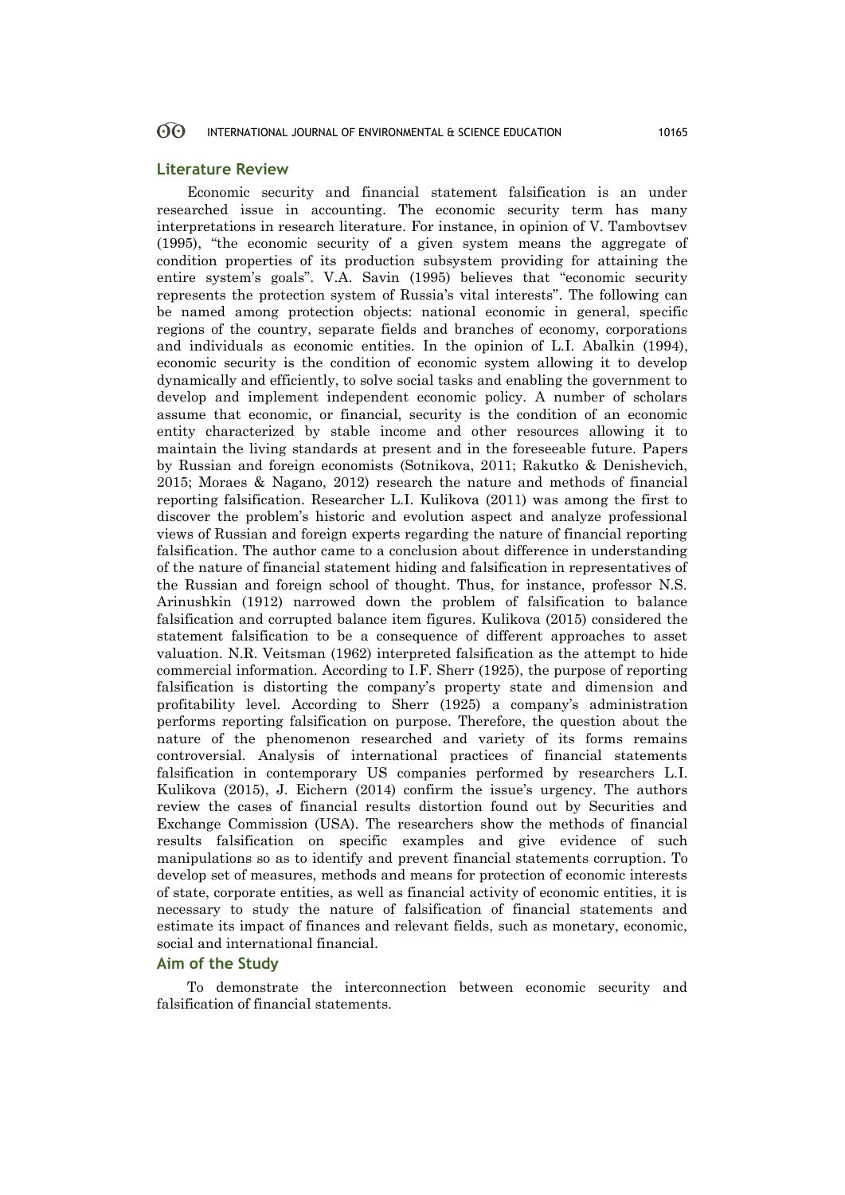## Literature Review

Economic security and financial statement falsification is an under researched issue in accounting. The economic security term has many interpretations in research literature. For instance, in opinion of V. Tambovtsev (1995), "the economic security of a given system means the aggregate of condition properties of its production subsystem providing for attaining the entire system's goals". V.A. Savin (1995) believes that "economic security represents the protection system of Russia's vital interests". The following can be named among protection objects: national economic in general, specific regions of the country, separate fields and branches of economy, corporations and individuals as economic entities. In the opinion of L.I. Abalkin (1994), economic security is the condition of economic system allowing it to develop dynamically and efficiently, to solve social tasks and enabling the government to develop and implement independent economic policy. A number of scholars assume that economic, or financial, security is the condition of an economic entity characterized by stable income and other resources allowing it to maintain the living standards at present and in the foreseeable future. Papers by Russian and foreign economists (Sotnikova, 2011; Rakutko & Denishevich, 2015; Moraes & Nagano, 2012) research the nature and methods of financial reporting falsification. Researcher L.I. Kulikova (2011) was among the first to discover the problem's historic and evolution aspect and analyze professional views of Russian and foreign experts regarding the nature of financial reporting falsification. The author came to a conclusion about difference in understanding of the nature of financial statement hiding and falsification in representatives of the Russian and foreign school of thought. Thus, for instance, professor N.S. Arinushkin (1912) narrowed down the problem of falsification to balance falsification and corrupted balance item figures. Kulikova (2015) considered the statement falsification to be a consequence of different approaches to asset valuation. N.R. Veitsman (1962) interpreted falsification as the attempt to hide commercial information. According to I.F. Sherr (1925), the purpose of reporting falsification is distorting the company's property state and dimension and profitability level. According to Sherr (1925) a company's administration performs reporting falsification on purpose. Therefore, the question about the nature of the phenomenon researched and variety of its forms remains controversial. Analysis of international practices of financial statements falsification in contemporary US companies performed by researchers L.I. Kulikova (2015), J. Eichern (2014) confirm the issue's urgency. The authors review the cases of financial results distortion found out by Securities and Exchange Commission (USA). The researchers show the methods of financial results falsification on specific examples and give evidence of such manipulations so as to identify and prevent financial statements corruption. To develop set of measures, methods and means for protection of economic interests of state, corporate entities, as well as financial activity of economic entities, it is necessary to study the nature of falsification of financial statements and estimate its impact of finances and relevant fields, such as monetary, economic, social and international financial.

## Aim of the Study

To demonstrate the interconnection between economic security and falsification of financial statements.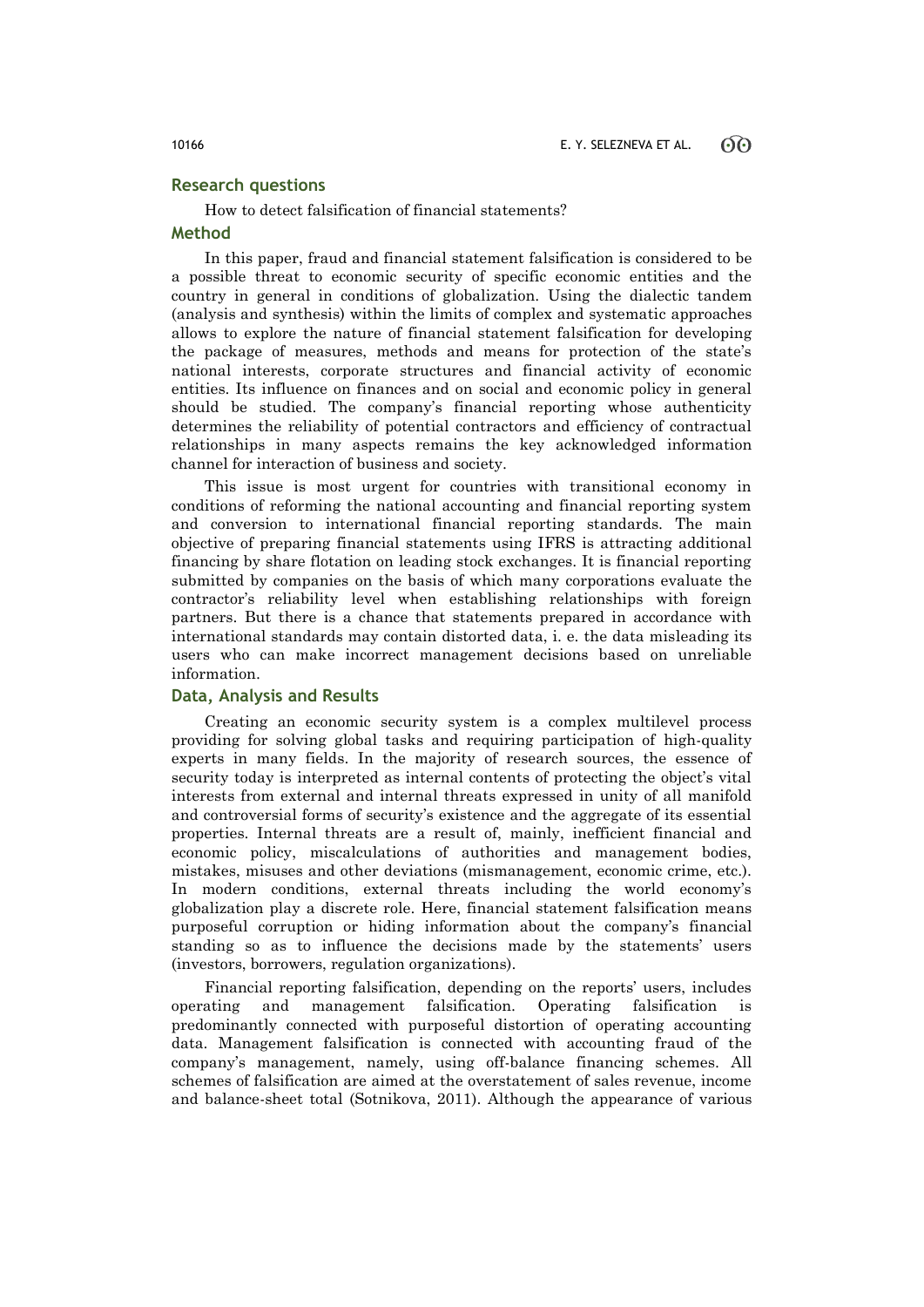## Research questions

How to detect falsification of financial statements?

## Method

In this paper, fraud and financial statement falsification is considered to be a possible threat to economic security of specific economic entities and the country in general in conditions of globalization. Using the dialectic tandem (analysis and synthesis) within the limits of complex and systematic approaches allows to explore the nature of financial statement falsification for developing the package of measures, methods and means for protection of the state's national interests, corporate structures and financial activity of economic entities. Its influence on finances and on social and economic policy in general should be studied. The company's financial reporting whose authenticity determines the reliability of potential contractors and efficiency of contractual relationships in many aspects remains the key acknowledged information channel for interaction of business and society.

This issue is most urgent for countries with transitional economy in conditions of reforming the national accounting and financial reporting system and conversion to international financial reporting standards. The main objective of preparing financial statements using IFRS is attracting additional financing by share flotation on leading stock exchanges. It is financial reporting submitted by companies on the basis of which many corporations evaluate the contractor's reliability level when establishing relationships with foreign partners. But there is a chance that statements prepared in accordance with international standards may contain distorted data, i. e. the data misleading its users who can make incorrect management decisions based on unreliable information.

## Data, Analysis and Results

Creating an economic security system is a complex multilevel process providing for solving global tasks and requiring participation of high-quality experts in many fields. In the majority of research sources, the essence of security today is interpreted as internal contents of protecting the object's vital interests from external and internal threats expressed in unity of all manifold and controversial forms of security's existence and the aggregate of its essential properties. Internal threats are a result of, mainly, inefficient financial and economic policy, miscalculations of authorities and management bodies, mistakes, misuses and other deviations (mismanagement, economic crime, etc.). In modern conditions, external threats including the world economy's globalization play a discrete role. Here, financial statement falsification means purposeful corruption or hiding information about the company's financial standing so as to influence the decisions made by the statements' users (investors, borrowers, regulation organizations).

Financial reporting falsification, depending on the reports' users, includes operating and management falsification. Operating falsification is predominantly connected with purposeful distortion of operating accounting data. Management falsification is connected with accounting fraud of the company's management, namely, using off-balance financing schemes. All schemes of falsification are aimed at the overstatement of sales revenue, income and balance-sheet total (Sotnikova, 2011). Although the appearance of various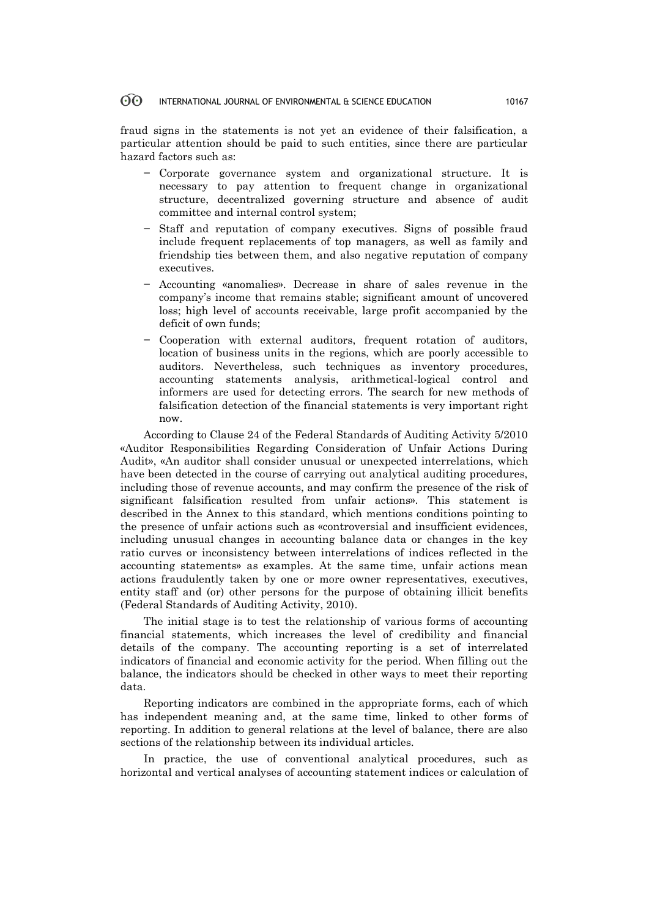fraud signs in the statements is not yet an evidence of their falsification, a particular attention should be paid to such entities, since there are particular hazard factors such as:

- Corporate governance system and organizational structure. It is necessary to pay attention to frequent change in organizational structure, decentralized governing structure and absence of audit committee and internal control system;
- Staff and reputation of company executives. Signs of possible fraud include frequent replacements of top managers, as well as family and friendship ties between them, and also negative reputation of company executives.
- Accounting «anomalies». Decrease in share of sales revenue in the company's income that remains stable; significant amount of uncovered loss; high level of accounts receivable, large profit accompanied by the deficit of own funds;
- Cooperation with external auditors, frequent rotation of auditors, location of business units in the regions, which are poorly accessible to auditors. Nevertheless, such techniques as inventory procedures, accounting statements analysis, arithmetical-logical control and informers are used for detecting errors. The search for new methods of falsification detection of the financial statements is very important right now.

According to Clause 24 of the Federal Standards of Auditing Activity 5/2010 «Auditor Responsibilities Regarding Consideration of Unfair Actions During Audit», «An auditor shall consider unusual or unexpected interrelations, which have been detected in the course of carrying out analytical auditing procedures, including those of revenue accounts, and may confirm the presence of the risk of significant falsification resulted from unfair actions». This statement is described in the Annex to this standard, which mentions conditions pointing to the presence of unfair actions such as «controversial and insufficient evidences, including unusual changes in accounting balance data or changes in the key ratio curves or inconsistency between interrelations of indices reflected in the accounting statements» as examples. At the same time, unfair actions mean actions fraudulently taken by one or more owner representatives, executives, entity staff and (or) other persons for the purpose of obtaining illicit benefits (Federal Standards of Auditing Activity, 2010).

The initial stage is to test the relationship of various forms of accounting financial statements, which increases the level of credibility and financial details of the company. The accounting reporting is a set of interrelated indicators of financial and economic activity for the period. When filling out the balance, the indicators should be checked in other ways to meet their reporting data.

Reporting indicators are combined in the appropriate forms, each of which has independent meaning and, at the same time, linked to other forms of reporting. In addition to general relations at the level of balance, there are also sections of the relationship between its individual articles.

In practice, the use of conventional analytical procedures, such as horizontal and vertical analyses of accounting statement indices or calculation of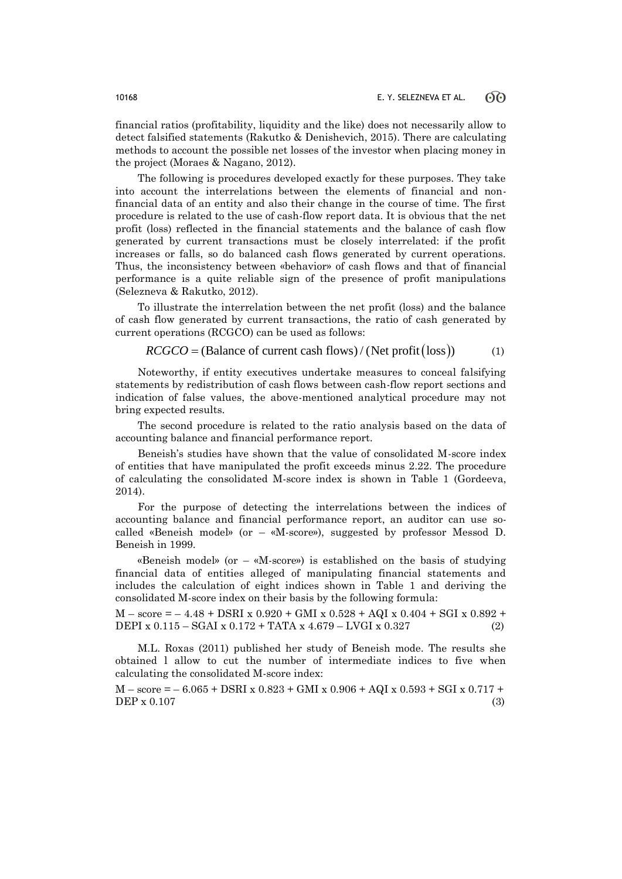financial ratios (profitability, liquidity and the like) does not necessarily allow to detect falsified statements (Rakutko & Denishevich, 2015). There are calculating methods to account the possible net losses of the investor when placing money in the project (Moraes & Nagano, 2012).

The following is procedures developed exactly for these purposes. They take into account the interrelations between the elements of financial and non-financial data of an entity and also their change in the course of time. The first procedure is related to the use of cash-flow report data. It is obvious that the net profit (loss) reflected in the financial statements and the balance of cash flow generated by current transactions must be closely interrelated: if the profit increases or falls, so do balanced cash flows generated by current operations. Thus, the inconsistency between «behavior» of cash flows and that of financial performance is a quite reliable sign of the presence of profit manipulations (Selezneva & Rakutko, 2012).

To illustrate the interrelation between the net profit (loss) and the balance of cash flow generated by current transactions, the ratio of cash generated by current operations (RCGCO) can be used as follows:

$$RCGCO = (\text{Balance of current cash flows}) / (\text{Net profit}(\text{loss})) \qquad (1)$$

Noteworthy, if entity executives undertake measures to conceal falsifying statements by redistribution of cash flows between cash-flow report sections and indication of false values, the above-mentioned analytical procedure may not bring expected results.

The second procedure is related to the ratio analysis based on the data of accounting balance and financial performance report.

Beneish's studies have shown that the value of consolidated M-score index of entities that have manipulated the profit exceeds minus 2.22. The procedure of calculating the consolidated M-score index is shown in Table 1 (Gordeeva, 2014).

For the purpose of detecting the interrelations between the indices of accounting balance and financial performance report, an auditor can use so-called «Beneish model» (or – «M-score»), suggested by professor Messod D. Beneish in 1999.

«Beneish model» (or – «M-score») is established on the basis of studying financial data of entities alleged of manipulating financial statements and includes the calculation of eight indices shown in Table 1 and deriving the consolidated M-score index on their basis by the following formula:

$$\text{M} - \text{score} = -4.48 + \text{DSRI} \times 0.920 + \text{GMI} \times 0.528 + \text{AQI} \times 0.404 + \text{SGI} \times 0.892 + \text{DEPI} \times 0.115 - \text{SGAI} \times 0.172 + \text{TATA} \times 4.679 - \text{LVGI} \times 0.327 \qquad (2)$$

M.L. Roxas (2011) published her study of Beneish mode. The results she obtained l allow to cut the number of intermediate indices to five when calculating the consolidated M-score index:

$$\text{M} - \text{score} = -6.065 + \text{DSRI} \times 0.823 + \text{GMI} \times 0.906 + \text{AQI} \times 0.593 + \text{SGI} \times 0.717 + \text{DEP} \times 0.107 \qquad (3)$$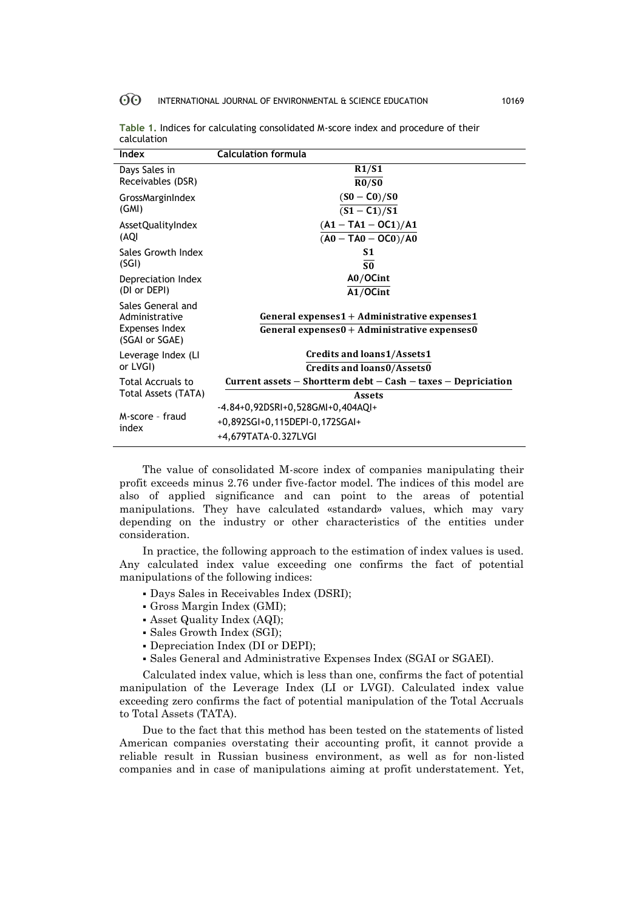**Table 1.** Indices for calculating consolidated M-score index and procedure of their calculation

| Index | Calculation formula |
|---|---|
| Days Sales in Receivables (DSR) | $\frac{R1/S1}{R0/S0}$ |
| GrossMarginIndex (GMI) | $\frac{(S0 - C0)/S0}{(S1 - C1)/S1}$ |
| AssetQualityIndex (AQI | $\frac{(A1 - TA1 - OC1)/A1}{(A0 - TA0 - OC0)/A0}$ |
| Sales Growth Index (SGI) | $\frac{S1}{S0}$ |
| Depreciation Index (DI or DEPI) | $\frac{A0/OCint}{A1/OCint}$ |
| Sales General and Administrative Expenses Index (SGAI or SGAE) | $\frac{\text{General expenses1} + \text{Administrative expenses1}}{\text{General expenses0} + \text{Administrative expenses0}}$ |
| Leverage Index (LI or LVGI) | $\frac{\text{Credits and loans1/Assets1}}{\text{Credits and loans0/Assets0}}$ |
| Total Accruals to Total Assets (TATA) | $\frac{\text{Current assets} - \text{Shortterm debt} - \text{Cash} - \text{taxes} - \text{Depriciation}}{\text{Assets}}$ |
| M-score – fraud index | -4.84+0,92DSRI+0,528GMI+0,404AQI+ +0,892SGI+0,115DEPI-0,172SGAI+ +4,679TATA-0.327LVGI |

The value of consolidated M-score index of companies manipulating their profit exceeds minus 2.76 under five-factor model. The indices of this model are also of applied significance and can point to the areas of potential manipulations. They have calculated «standard» values, which may vary depending on the industry or other characteristics of the entities under consideration.

In practice, the following approach to the estimation of index values is used. Any calculated index value exceeding one confirms the fact of potential manipulations of the following indices:

- Days Sales in Receivables Index (DSRI);
- Gross Margin Index (GMI);
- Asset Quality Index (AQI);
- Sales Growth Index (SGI);
- Depreciation Index (DI or DEPI);
- Sales General and Administrative Expenses Index (SGAI or SGAEI).

Calculated index value, which is less than one, confirms the fact of potential manipulation of the Leverage Index (LI or LVGI). Calculated index value exceeding zero confirms the fact of potential manipulation of the Total Accruals to Total Assets (TATA).

Due to the fact that this method has been tested on the statements of listed American companies overstating their accounting profit, it cannot provide a reliable result in Russian business environment, as well as for non-listed companies and in case of manipulations aiming at profit understatement. Yet,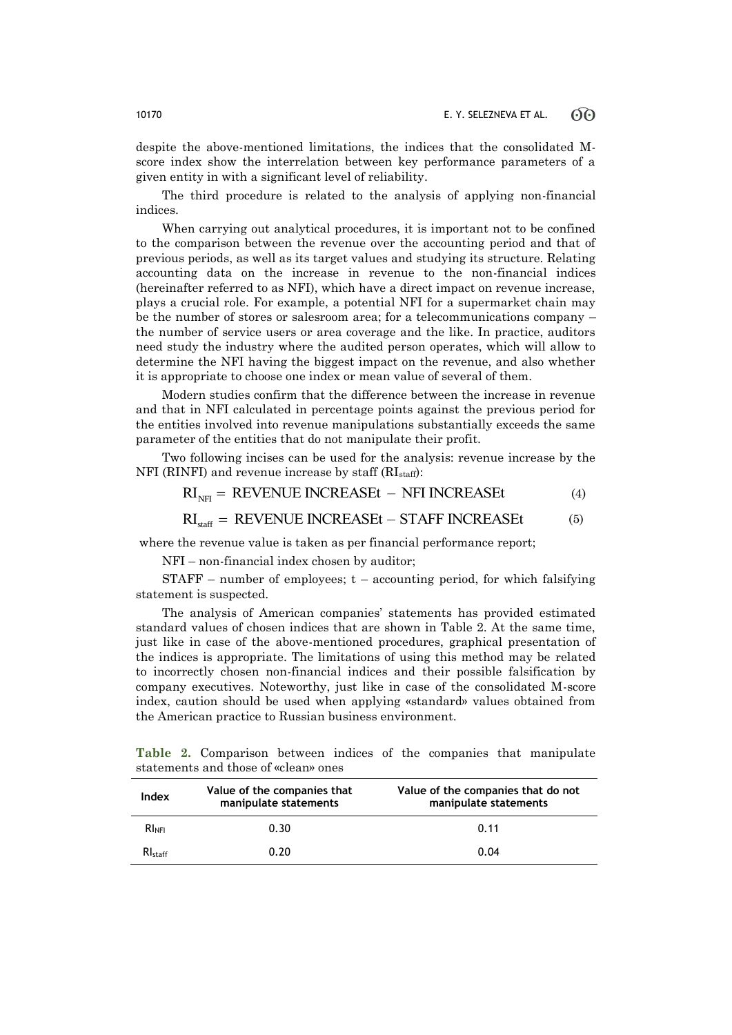despite the above-mentioned limitations, the indices that the consolidated M-score index show the interrelation between key performance parameters of a given entity in with a significant level of reliability.

The third procedure is related to the analysis of applying non-financial indices.

When carrying out analytical procedures, it is important not to be confined to the comparison between the revenue over the accounting period and that of previous periods, as well as its target values and studying its structure. Relating accounting data on the increase in revenue to the non-financial indices (hereinafter referred to as NFI), which have a direct impact on revenue increase, plays a crucial role. For example, a potential NFI for a supermarket chain may be the number of stores or salesroom area; for a telecommunications company – the number of service users or area coverage and the like. In practice, auditors need study the industry where the audited person operates, which will allow to determine the NFI having the biggest impact on the revenue, and also whether it is appropriate to choose one index or mean value of several of them.

Modern studies confirm that the difference between the increase in revenue and that in NFI calculated in percentage points against the previous period for the entities involved into revenue manipulations substantially exceeds the same parameter of the entities that do not manipulate their profit.

Two following incises can be used for the analysis: revenue increase by the NFI (RINFI) and revenue increase by staff ($RI_{staff}$):

$$RI_{NFI} = \text{REVENUE INCREASEt} - \text{NFI INCREASEt} \quad (4)$$

$$RI_{staff} = \text{REVENUE INCREASEt} - \text{STAFF INCREASEt} \quad (5)$$

where the revenue value is taken as per financial performance report;

NFI – non-financial index chosen by auditor;

STAFF – number of employees; t – accounting period, for which falsifying statement is suspected.

The analysis of American companies' statements has provided estimated standard values of chosen indices that are shown in Table 2. At the same time, just like in case of the above-mentioned procedures, graphical presentation of the indices is appropriate. The limitations of using this method may be related to incorrectly chosen non-financial indices and their possible falsification by company executives. Noteworthy, just like in case of the consolidated M-score index, caution should be used when applying «standard» values obtained from the American practice to Russian business environment.

**Table 2.** Comparison between indices of the companies that manipulate statements and those of «clean» ones

| Index | Value of the companies that manipulate statements | Value of the companies that do not manipulate statements |
|---|---|---|
| $RI_{NFI}$ | 0.30 | 0.11 |
| $RI_{staff}$ | 0.20 | 0.04 |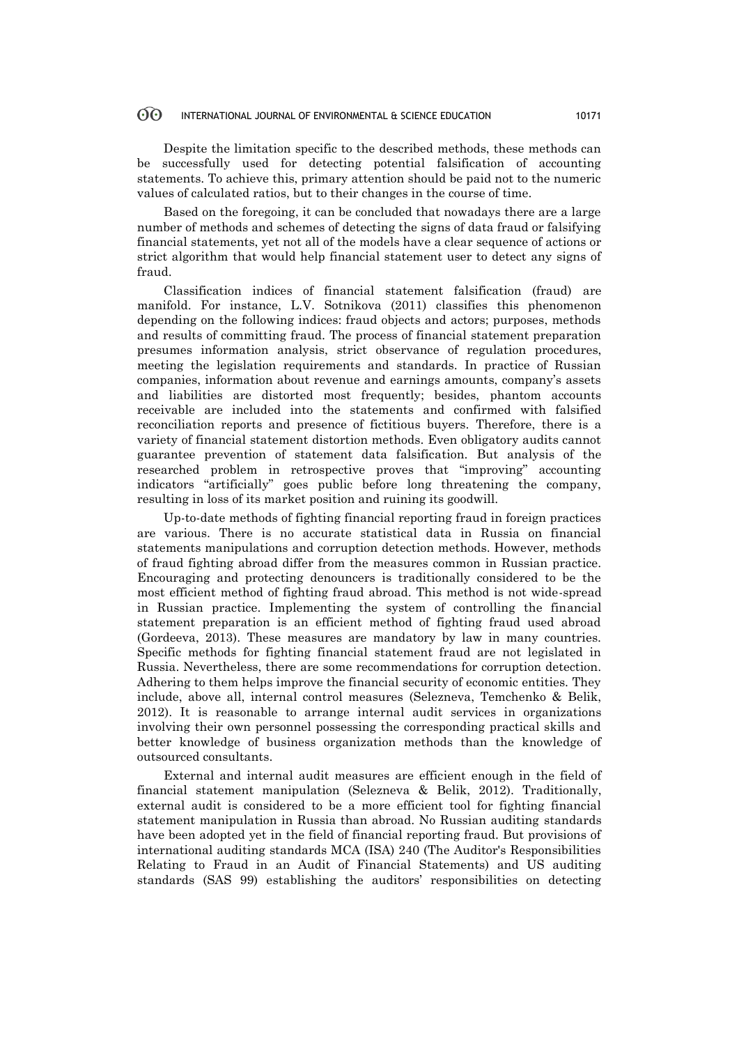Despite the limitation specific to the described methods, these methods can be successfully used for detecting potential falsification of accounting statements. To achieve this, primary attention should be paid not to the numeric values of calculated ratios, but to their changes in the course of time.

Based on the foregoing, it can be concluded that nowadays there are a large number of methods and schemes of detecting the signs of data fraud or falsifying financial statements, yet not all of the models have a clear sequence of actions or strict algorithm that would help financial statement user to detect any signs of fraud.

Classification indices of financial statement falsification (fraud) are manifold. For instance, L.V. Sotnikova (2011) classifies this phenomenon depending on the following indices: fraud objects and actors; purposes, methods and results of committing fraud. The process of financial statement preparation presumes information analysis, strict observance of regulation procedures, meeting the legislation requirements and standards. In practice of Russian companies, information about revenue and earnings amounts, company's assets and liabilities are distorted most frequently; besides, phantom accounts receivable are included into the statements and confirmed with falsified reconciliation reports and presence of fictitious buyers. Therefore, there is a variety of financial statement distortion methods. Even obligatory audits cannot guarantee prevention of statement data falsification. But analysis of the researched problem in retrospective proves that "improving" accounting indicators "artificially" goes public before long threatening the company, resulting in loss of its market position and ruining its goodwill.

Up-to-date methods of fighting financial reporting fraud in foreign practices are various. There is no accurate statistical data in Russia on financial statements manipulations and corruption detection methods. However, methods of fraud fighting abroad differ from the measures common in Russian practice. Encouraging and protecting denouncers is traditionally considered to be the most efficient method of fighting fraud abroad. This method is not wide-spread in Russian practice. Implementing the system of controlling the financial statement preparation is an efficient method of fighting fraud used abroad (Gordeeva, 2013). These measures are mandatory by law in many countries. Specific methods for fighting financial statement fraud are not legislated in Russia. Nevertheless, there are some recommendations for corruption detection. Adhering to them helps improve the financial security of economic entities. They include, above all, internal control measures (Selezneva, Temchenko & Belik, 2012). It is reasonable to arrange internal audit services in organizations involving their own personnel possessing the corresponding practical skills and better knowledge of business organization methods than the knowledge of outsourced consultants.

External and internal audit measures are efficient enough in the field of financial statement manipulation (Selezneva & Belik, 2012). Traditionally, external audit is considered to be a more efficient tool for fighting financial statement manipulation in Russia than abroad. No Russian auditing standards have been adopted yet in the field of financial reporting fraud. But provisions of international auditing standards MCA (ISA) 240 (The Auditor's Responsibilities Relating to Fraud in an Audit of Financial Statements) and US auditing standards (SAS 99) establishing the auditors' responsibilities on detecting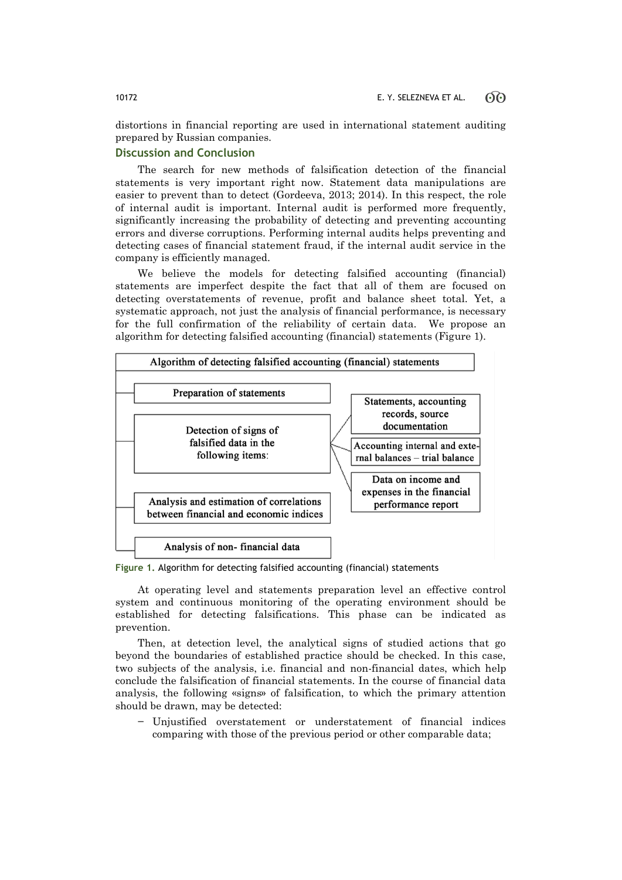distortions in financial reporting are used in international statement auditing prepared by Russian companies.

## Discussion and Conclusion

The search for new methods of falsification detection of the financial statements is very important right now. Statement data manipulations are easier to prevent than to detect (Gordeeva, 2013; 2014). In this respect, the role of internal audit is important. Internal audit is performed more frequently, significantly increasing the probability of detecting and preventing accounting errors and diverse corruptions. Performing internal audits helps preventing and detecting cases of financial statement fraud, if the internal audit service in the company is efficiently managed.

We believe the models for detecting falsified accounting (financial) statements are imperfect despite the fact that all of them are focused on detecting overstatements of revenue, profit and balance sheet total. Yet, a systematic approach, not just the analysis of financial performance, is necessary for the full confirmation of the reliability of certain data. We propose an algorithm for detecting falsified accounting (financial) statements (Figure 1).

**Algorithm of detecting falsified accounting (financial) statements**

- Preparation of statements
- Detection of signs of falsified data in the following items:
  - Statements, accounting records, source documentation
  - Accounting internal and external balances – trial balance
  - Data on income and expenses in the financial performance report
- Analysis and estimation of correlations between financial and economic indices
- Analysis of non- financial data

**Figure 1.** Algorithm for detecting falsified accounting (financial) statements

At operating level and statements preparation level an effective control system and continuous monitoring of the operating environment should be established for detecting falsifications. This phase can be indicated as prevention.

Then, at detection level, the analytical signs of studied actions that go beyond the boundaries of established practice should be checked. In this case, two subjects of the analysis, i.e. financial and non-financial dates, which help conclude the falsification of financial statements. In the course of financial data analysis, the following «signs» of falsification, to which the primary attention should be drawn, may be detected:

- Unjustified overstatement or understatement of financial indices comparing with those of the previous period or other comparable data;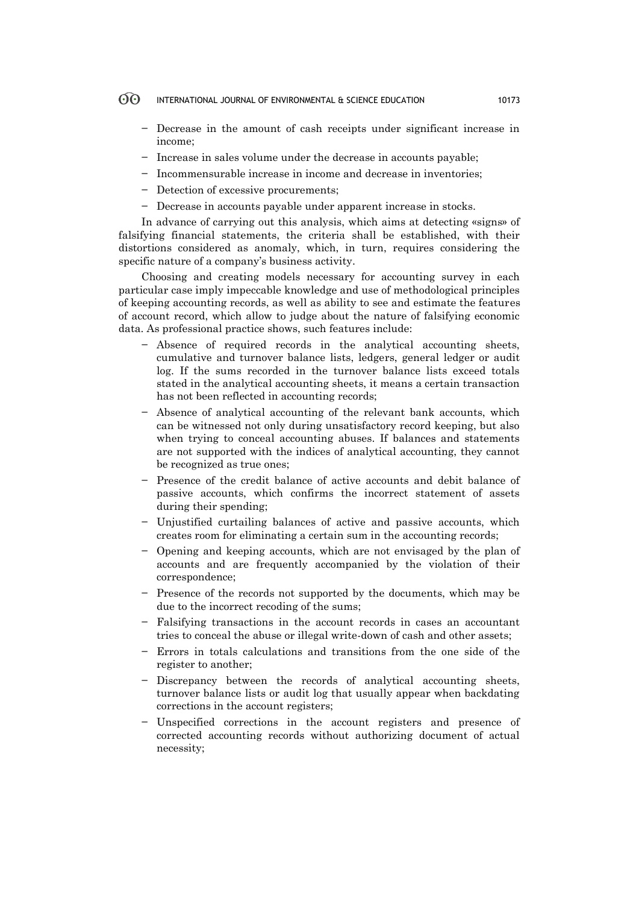- Decrease in the amount of cash receipts under significant increase in income;
- Increase in sales volume under the decrease in accounts payable;
- Incommensurable increase in income and decrease in inventories;
- Detection of excessive procurements;
- Decrease in accounts payable under apparent increase in stocks.

In advance of carrying out this analysis, which aims at detecting «signs» of falsifying financial statements, the criteria shall be established, with their distortions considered as anomaly, which, in turn, requires considering the specific nature of a company's business activity.

Choosing and creating models necessary for accounting survey in each particular case imply impeccable knowledge and use of methodological principles of keeping accounting records, as well as ability to see and estimate the features of account record, which allow to judge about the nature of falsifying economic data. As professional practice shows, such features include:

- Absence of required records in the analytical accounting sheets, cumulative and turnover balance lists, ledgers, general ledger or audit log. If the sums recorded in the turnover balance lists exceed totals stated in the analytical accounting sheets, it means a certain transaction has not been reflected in accounting records;
- Absence of analytical accounting of the relevant bank accounts, which can be witnessed not only during unsatisfactory record keeping, but also when trying to conceal accounting abuses. If balances and statements are not supported with the indices of analytical accounting, they cannot be recognized as true ones;
- Presence of the credit balance of active accounts and debit balance of passive accounts, which confirms the incorrect statement of assets during their spending;
- Unjustified curtailing balances of active and passive accounts, which creates room for eliminating a certain sum in the accounting records;
- Opening and keeping accounts, which are not envisaged by the plan of accounts and are frequently accompanied by the violation of their correspondence;
- Presence of the records not supported by the documents, which may be due to the incorrect recoding of the sums;
- Falsifying transactions in the account records in cases an accountant tries to conceal the abuse or illegal write-down of cash and other assets;
- Errors in totals calculations and transitions from the one side of the register to another;
- Discrepancy between the records of analytical accounting sheets, turnover balance lists or audit log that usually appear when backdating corrections in the account registers;
- Unspecified corrections in the account registers and presence of corrected accounting records without authorizing document of actual necessity;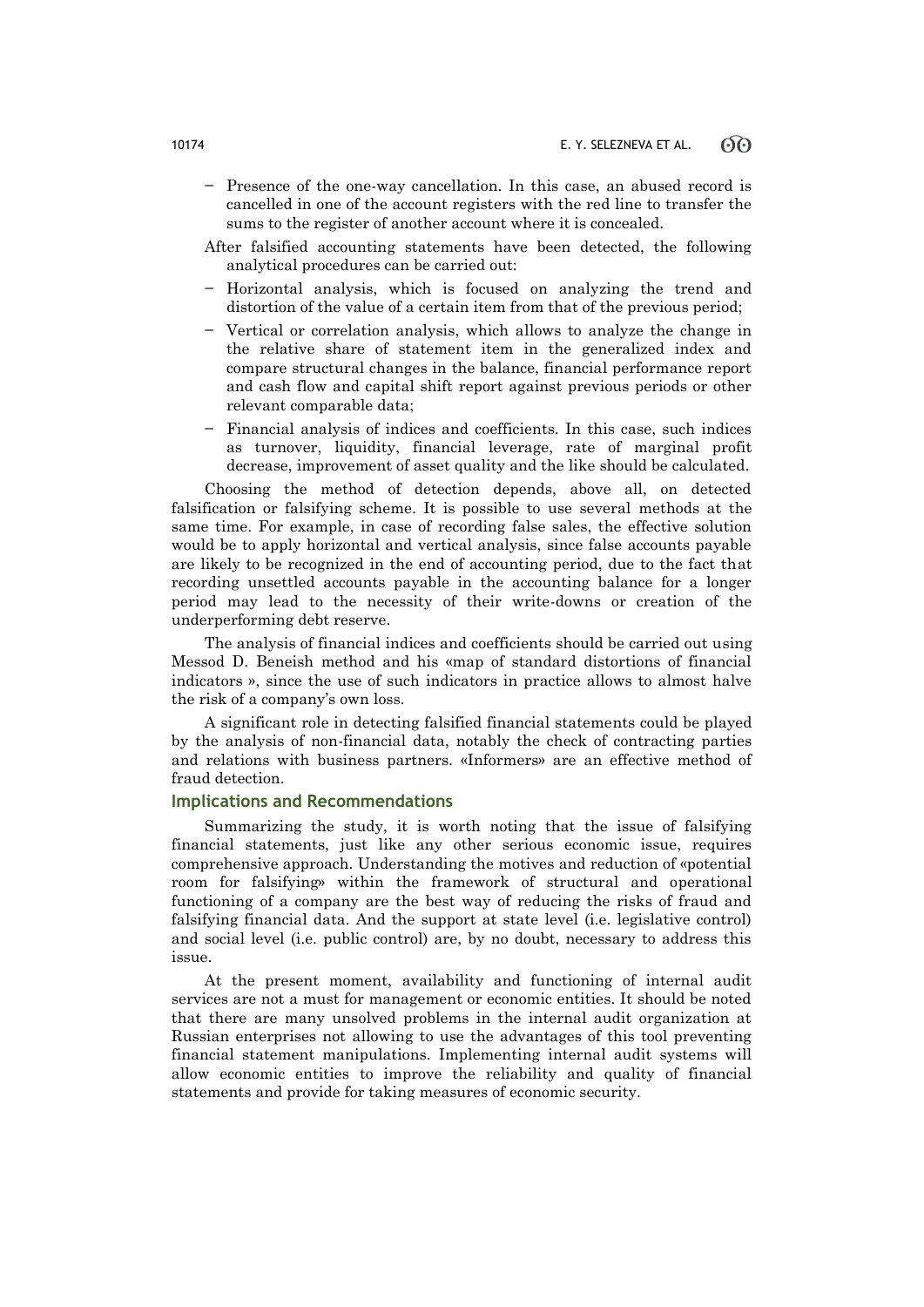- Presence of the one-way cancellation. In this case, an abused record is cancelled in one of the account registers with the red line to transfer the sums to the register of another account where it is concealed.

After falsified accounting statements have been detected, the following analytical procedures can be carried out:

- Horizontal analysis, which is focused on analyzing the trend and distortion of the value of a certain item from that of the previous period;
- Vertical or correlation analysis, which allows to analyze the change in the relative share of statement item in the generalized index and compare structural changes in the balance, financial performance report and cash flow and capital shift report against previous periods or other relevant comparable data;
- Financial analysis of indices and coefficients. In this case, such indices as turnover, liquidity, financial leverage, rate of marginal profit decrease, improvement of asset quality and the like should be calculated.

Choosing the method of detection depends, above all, on detected falsification or falsifying scheme. It is possible to use several methods at the same time. For example, in case of recording false sales, the effective solution would be to apply horizontal and vertical analysis, since false accounts payable are likely to be recognized in the end of accounting period, due to the fact that recording unsettled accounts payable in the accounting balance for a longer period may lead to the necessity of their write-downs or creation of the underperforming debt reserve.

The analysis of financial indices and coefficients should be carried out using Messod D. Beneish method and his «map of standard distortions of financial indicators », since the use of such indicators in practice allows to almost halve the risk of a company's own loss.

A significant role in detecting falsified financial statements could be played by the analysis of non-financial data, notably the check of contracting parties and relations with business partners. «Informers» are an effective method of fraud detection.

## Implications and Recommendations

Summarizing the study, it is worth noting that the issue of falsifying financial statements, just like any other serious economic issue, requires comprehensive approach. Understanding the motives and reduction of «potential room for falsifying» within the framework of structural and operational functioning of a company are the best way of reducing the risks of fraud and falsifying financial data. And the support at state level (i.e. legislative control) and social level (i.e. public control) are, by no doubt, necessary to address this issue.

At the present moment, availability and functioning of internal audit services are not a must for management or economic entities. It should be noted that there are many unsolved problems in the internal audit organization at Russian enterprises not allowing to use the advantages of this tool preventing financial statement manipulations. Implementing internal audit systems will allow economic entities to improve the reliability and quality of financial statements and provide for taking measures of economic security.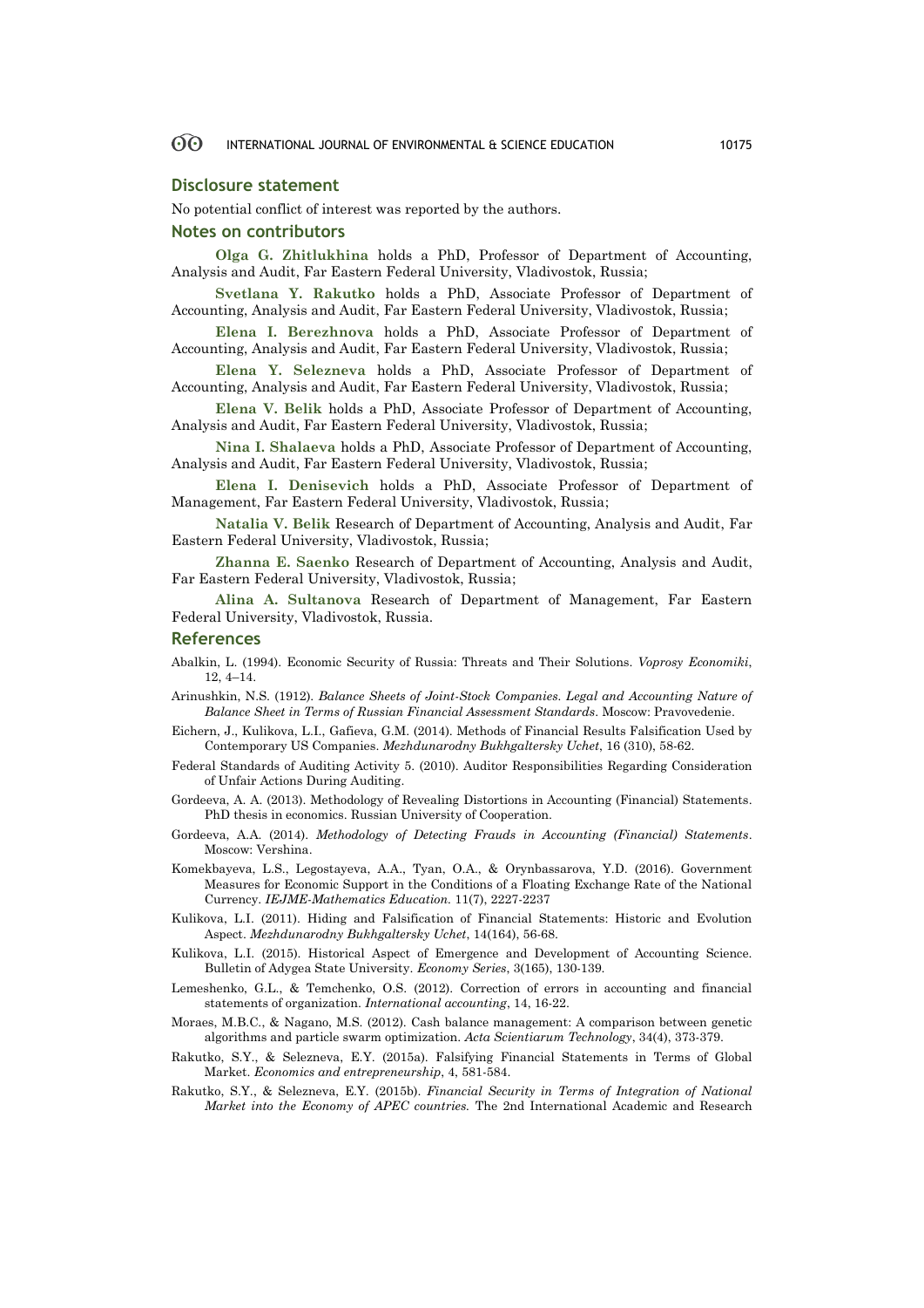## Disclosure statement

No potential conflict of interest was reported by the authors.

## Notes on contributors

**Olga G. Zhitlukhina** holds a PhD, Professor of Department of Accounting, Analysis and Audit, Far Eastern Federal University, Vladivostok, Russia;

**Svetlana Y. Rakutko** holds a PhD, Associate Professor of Department of Accounting, Analysis and Audit, Far Eastern Federal University, Vladivostok, Russia;

**Elena I. Berezhnova** holds a PhD, Associate Professor of Department of Accounting, Analysis and Audit, Far Eastern Federal University, Vladivostok, Russia;

**Elena Y. Selezneva** holds a PhD, Associate Professor of Department of Accounting, Analysis and Audit, Far Eastern Federal University, Vladivostok, Russia;

**Elena V. Belik** holds a PhD, Associate Professor of Department of Accounting, Analysis and Audit, Far Eastern Federal University, Vladivostok, Russia;

**Nina I. Shalaeva** holds a PhD, Associate Professor of Department of Accounting, Analysis and Audit, Far Eastern Federal University, Vladivostok, Russia;

**Elena I. Denisevich** holds a PhD, Associate Professor of Department of Management, Far Eastern Federal University, Vladivostok, Russia;

**Natalia V. Belik** Research of Department of Accounting, Analysis and Audit, Far Eastern Federal University, Vladivostok, Russia;

**Zhanna E. Saenko** Research of Department of Accounting, Analysis and Audit, Far Eastern Federal University, Vladivostok, Russia;

**Alina A. Sultanova** Research of Department of Management, Far Eastern Federal University, Vladivostok, Russia.

## References

Abalkin, L. (1994). Economic Security of Russia: Threats and Their Solutions. *Voprosy Economiki*, 12, 4–14.

Arinushkin, N.S. (1912). *Balance Sheets of Joint-Stock Companies. Legal and Accounting Nature of Balance Sheet in Terms of Russian Financial Assessment Standards*. Moscow: Pravovedenie.

Eichern, J., Kulikova, L.I., Gafieva, G.M. (2014). Methods of Financial Results Falsification Used by Contemporary US Companies. *Mezhdunarodny Bukhgaltersky Uchet*, 16 (310), 58-62.

Federal Standards of Auditing Activity 5. (2010). Auditor Responsibilities Regarding Consideration of Unfair Actions During Auditing.

Gordeeva, A. A. (2013). Methodology of Revealing Distortions in Accounting (Financial) Statements. PhD thesis in economics. Russian University of Cooperation.

Gordeeva, A.A. (2014). *Methodology of Detecting Frauds in Accounting (Financial) Statements*. Moscow: Vershina.

Komekbayeva, L.S., Legostayeva, A.A., Tyan, O.A., & Orynbassarova, Y.D. (2016). Government Measures for Economic Support in the Conditions of a Floating Exchange Rate of the National Currency. *IEJME-Mathematics Education*. 11(7), 2227-2237

Kulikova, L.I. (2011). Hiding and Falsification of Financial Statements: Historic and Evolution Aspect. *Mezhdunarodny Bukhgaltersky Uchet*, 14(164), 56-68.

Kulikova, L.I. (2015). Historical Aspect of Emergence and Development of Accounting Science. Bulletin of Adygea State University. *Economy Series*, 3(165), 130-139.

Lemeshenko, G.L., & Temchenko, O.S. (2012). Correction of errors in accounting and financial statements of organization. *International accounting*, 14, 16-22.

Moraes, M.B.C., & Nagano, M.S. (2012). Cash balance management: A comparison between genetic algorithms and particle swarm optimization. *Acta Scientiarum Technology*, 34(4), 373-379.

Rakutko, S.Y., & Selezneva, E.Y. (2015a). Falsifying Financial Statements in Terms of Global Market. *Economics and entrepreneurship*, 4, 581-584.

Rakutko, S.Y., & Selezneva, E.Y. (2015b). *Financial Security in Terms of Integration of National Market into the Economy of APEC countries.* The 2nd International Academic and Research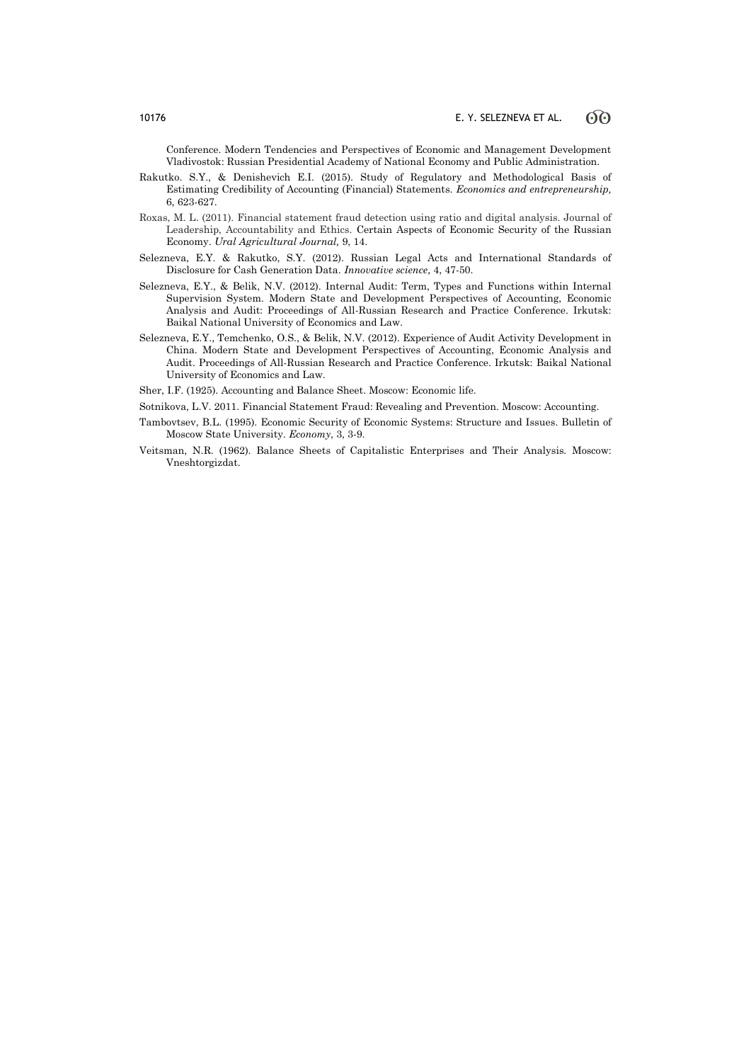Conference. Modern Tendencies and Perspectives of Economic and Management Development Vladivostok: Russian Presidential Academy of National Economy and Public Administration.

Rakutko. S.Y., & Denishevich E.I. (2015). Study of Regulatory and Methodological Basis of Estimating Credibility of Accounting (Financial) Statements. *Economics and entrepreneurship,* 6, 623-627.

Roxas, M. L. (2011). Financial statement fraud detection using ratio and digital analysis. Journal of Leadership, Accountability and Ethics. Certain Aspects of Economic Security of the Russian Economy. *Ural Agricultural Journal,* 9, 14.

Selezneva, E.Y. & Rakutko, S.Y. (2012). Russian Legal Acts and International Standards of Disclosure for Cash Generation Data. *Innovative science,* 4, 47-50.

Selezneva, E.Y., & Belik, N.V. (2012). Internal Audit: Term, Types and Functions within Internal Supervision System. Modern State and Development Perspectives of Accounting, Economic Analysis and Audit: Proceedings of All-Russian Research and Practice Conference. Irkutsk: Baikal National University of Economics and Law.

Selezneva, E.Y., Temchenko, O.S., & Belik, N.V. (2012). Experience of Audit Activity Development in China. Modern State and Development Perspectives of Accounting, Economic Analysis and Audit. Proceedings of All-Russian Research and Practice Conference. Irkutsk: Baikal National University of Economics and Law.

Sher, I.F. (1925). Accounting and Balance Sheet. Moscow: Economic life.

Sotnikova, L.V. 2011. Financial Statement Fraud: Revealing and Prevention. Moscow: Accounting.

Tambovtsev, B.L. (1995). Economic Security of Economic Systems: Structure and Issues. Bulletin of Moscow State University. *Economy*, 3, 3-9.

Veitsman, N.R. (1962). Balance Sheets of Capitalistic Enterprises and Their Analysis. Moscow: Vneshtorgizdat.